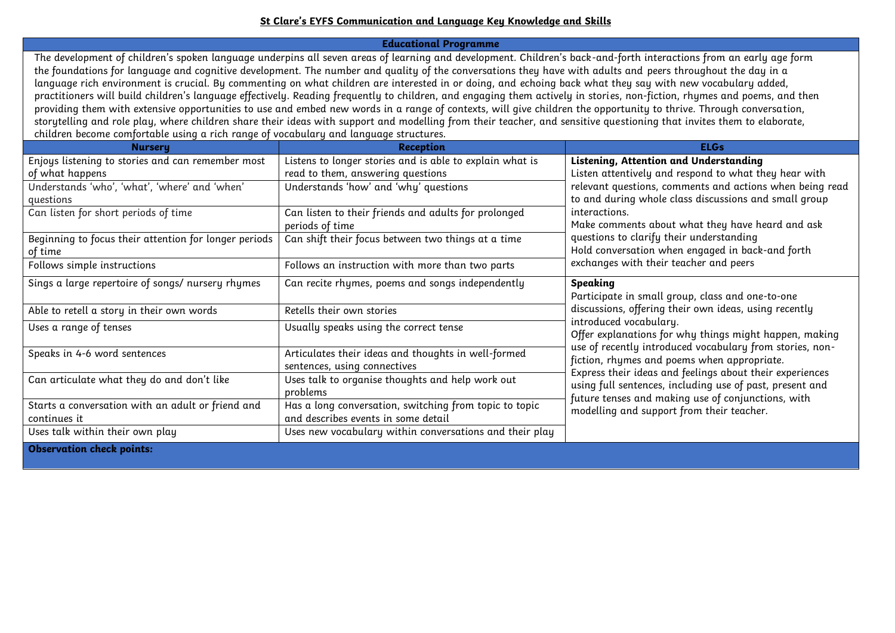# St Clare's EYFS Communication and Language Key Knowledge and Skills

## Educational Programme

The development of children's spoken language underpins all seven areas of learning and development. Children's back-and-forth interactions from an early age form the foundations for language and cognitive development. The number and quality of the conversations they have with adults and peers throughout the day in a language rich environment is crucial. By commenting on what children are interested in or doing, and echoing back what they say with new vocabulary added, practitioners will build children's language effectively. Reading frequently to children, and engaging them actively in stories, non-fiction, rhymes and poems, and then providing them with extensive opportunities to use and embed new words in a range of contexts, will give children the opportunity to thrive. Through conversation, storytelling and role play, where children share their ideas with support and modelling from their teacher, and sensitive questioning that invites them to elaborate, children become comfortable using a rich range of vocabulary and language structures.

| Nursery | Reception | ELGs |
|---|---|---|
| Enjoys listening to stories and can remember most of what happens | Listens to longer stories and is able to explain what is read to them, answering questions | **Listening, Attention and Understanding**<br>Listen attentively and respond to what they hear with relevant questions, comments and actions when being read to and during whole class discussions and small group interactions.<br>Make comments about what they have heard and ask questions to clarify their understanding<br>Hold conversation when engaged in back-and forth exchanges with their teacher and peers |
| Understands 'who', 'what', 'where' and 'when' questions | Understands 'how' and 'why' questions | |
| Can listen for short periods of time | Can listen to their friends and adults for prolonged periods of time | |
| Beginning to focus their attention for longer periods of time | Can shift their focus between two things at a time | |
| Follows simple instructions | Follows an instruction with more than two parts | |
| Sings a large repertoire of songs/ nursery rhymes | Can recite rhymes, poems and songs independently | **Speaking**<br>Participate in small group, class and one-to-one discussions, offering their own ideas, using recently introduced vocabulary.<br>Offer explanations for why things might happen, making use of recently introduced vocabulary from stories, non-fiction, rhymes and poems when appropriate.<br>Express their ideas and feelings about their experiences using full sentences, including use of past, present and future tenses and making use of conjunctions, with modelling and support from their teacher. |
| Able to retell a story in their own words | Retells their own stories | |
| Uses a range of tenses | Usually speaks using the correct tense | |
| Speaks in 4-6 word sentences | Articulates their ideas and thoughts in well-formed sentences, using connectives | |
| Can articulate what they do and don't like | Uses talk to organise thoughts and help work out problems | |
| Starts a conversation with an adult or friend and continues it | Has a long conversation, switching from topic to topic and describes events in some detail | |
| Uses talk within their own play | Uses new vocabulary within conversations and their play | |

**Observation check points:**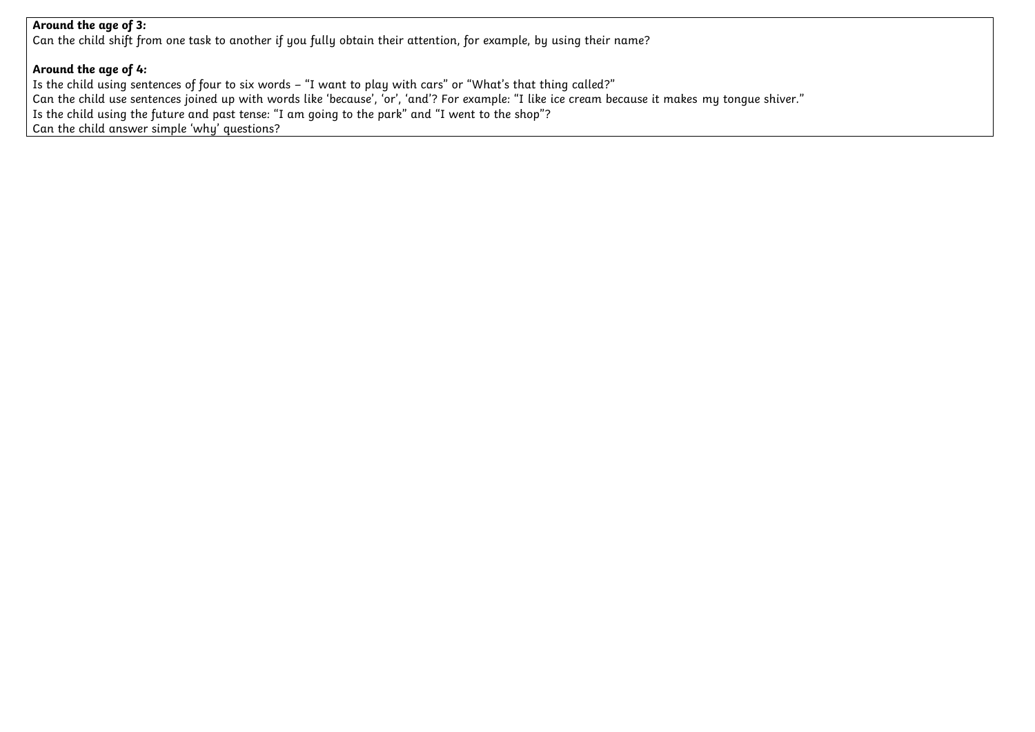**Around the age of 3:**
Can the child shift from one task to another if you fully obtain their attention, for example, by using their name?

**Around the age of 4:**
Is the child using sentences of four to six words – “I want to play with cars” or “What’s that thing called?”
Can the child use sentences joined up with words like ‘because’, ‘or’, ‘and’? For example: “I like ice cream because it makes my tongue shiver.”
Is the child using the future and past tense: “I am going to the park” and “I went to the shop”?
Can the child answer simple ‘why’ questions?